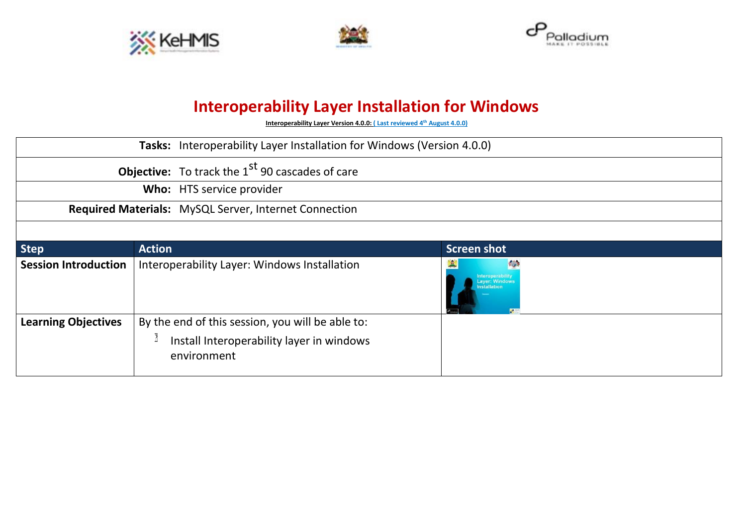# Interoperability Layer Installation for Windows

**Interoperability Layer Version 4.0.0: ( Last reviewed 4th August 4.0.0)**

| | |
|---|---|
| **Tasks:** | Interoperability Layer Installation for Windows (Version 4.0.0) |
| **Objective:** | To track the 1st 90 cascades of care |
| **Who:** | HTS service provider |
| **Required Materials:** | MySQL Server, Internet Connection |

| Step | Action | Screen shot |
|---|---|---|
| **Session Introduction** | Interoperability Layer: Windows Installation | |
| **Learning Objectives** | By the end of this session, you will be able to:<br>- Install Interoperability layer in windows environment | |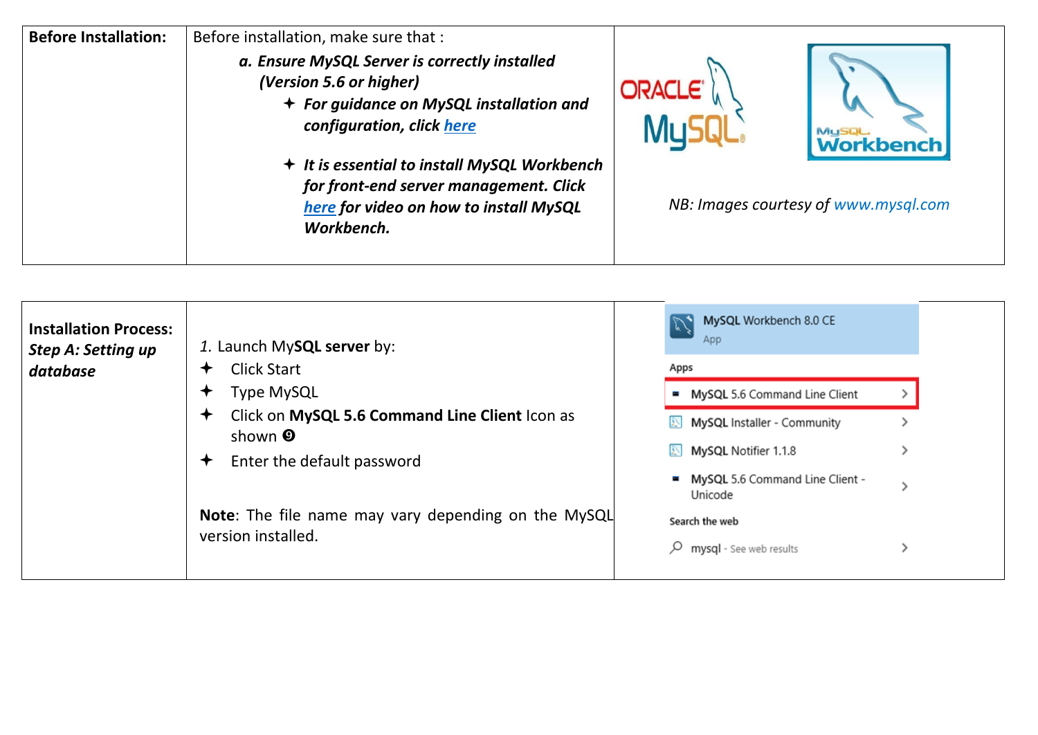| | | |
|---|---|---|
| **Before Installation:** | Before installation, make sure that :<br>***a. Ensure MySQL Server is correctly installed (Version 5.6 or higher)***<br>✦ ***For guidance on MySQL installation and configuration, click [here]()***<br>✦ ***It is essential to install MySQL Workbench for front-end server management. Click [here]() for video on how to install MySQL Workbench.*** | *NB: Images courtesy of www.mysql.com* |

| | | |
|---|---|---|
| **Installation Process:**<br>***Step A: Setting up database*** | *1.* Launch My**SQL server** by:<br>✦ Click Start<br>✦ Type MySQL<br>✦ Click on **MySQL 5.6 Command Line Client** Icon as shown ❾<br>✦ Enter the default password<br><br>**Note**: The file name may vary depending on the MySQL version installed. | MySQL Workbench 8.0 CE<br>App<br>Apps<br>MySQL 5.6 Command Line Client<br>MySQL Installer - Community<br>MySQL Notifier 1.1.8<br>MySQL 5.6 Command Line Client - Unicode<br>Search the web<br>mysql - See web results |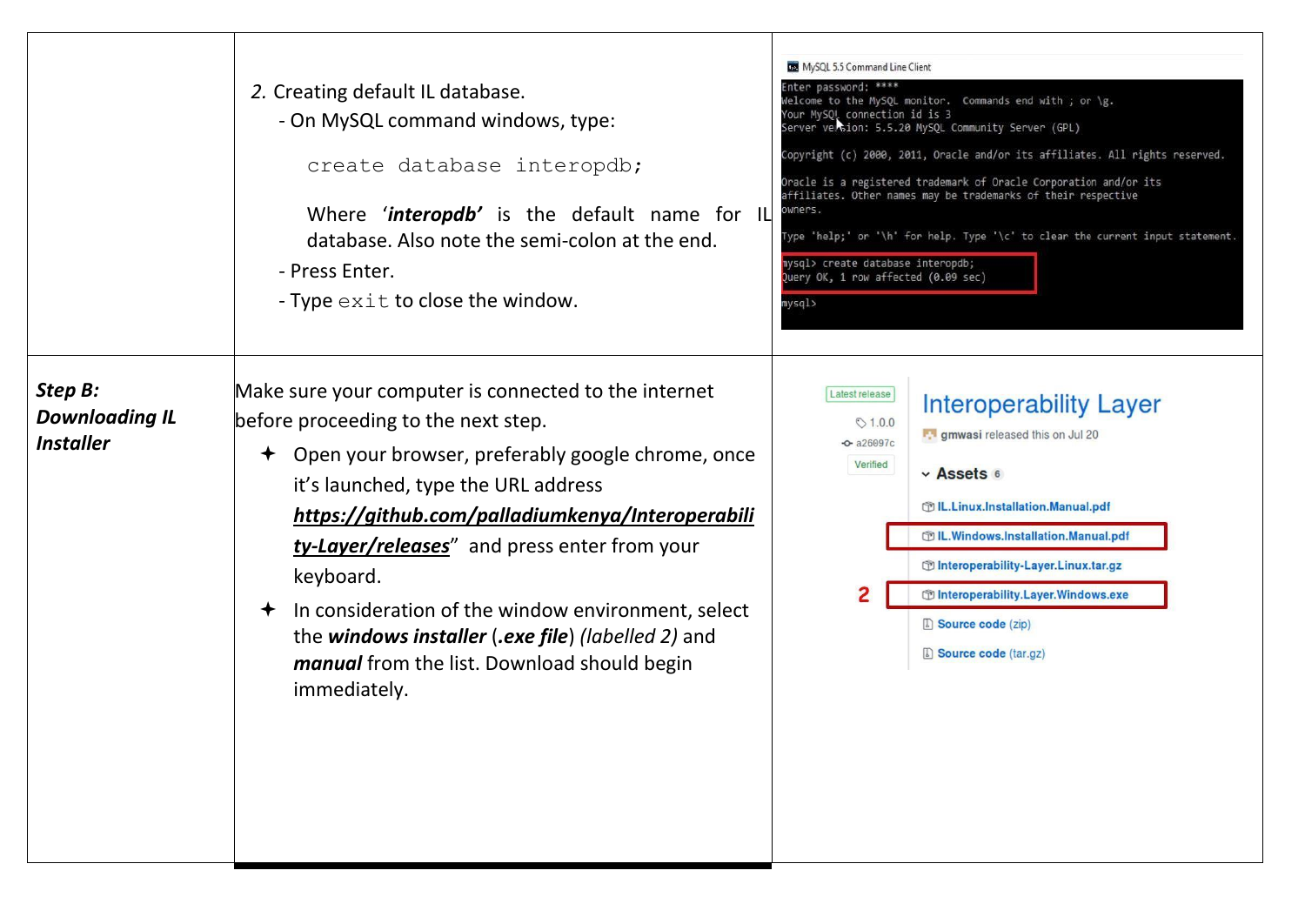| | | |
|---|---|---|
| | 2. Creating default IL database.<br>- On MySQL command windows, type:<br>`create database interopdb;`<br>Where '***interopdb'*** is the default name for IL database. Also note the semi-colon at the end.<br>- Press Enter.<br>- Type `exit` to close the window. | |
| ***Step B: Downloading IL Installer*** | Make sure your computer is connected to the internet before proceeding to the next step.<br>✦ Open your browser, preferably google chrome, once it's launched, type the URL address ***https://github.com/palladiumkenya/Interoperability-Layer/releases***" and press enter from your keyboard.<br>✦ In consideration of the window environment, select the ***windows installer*** (***.exe file***) *(labelled 2)* and ***manual*** from the list. Download should begin immediately. | |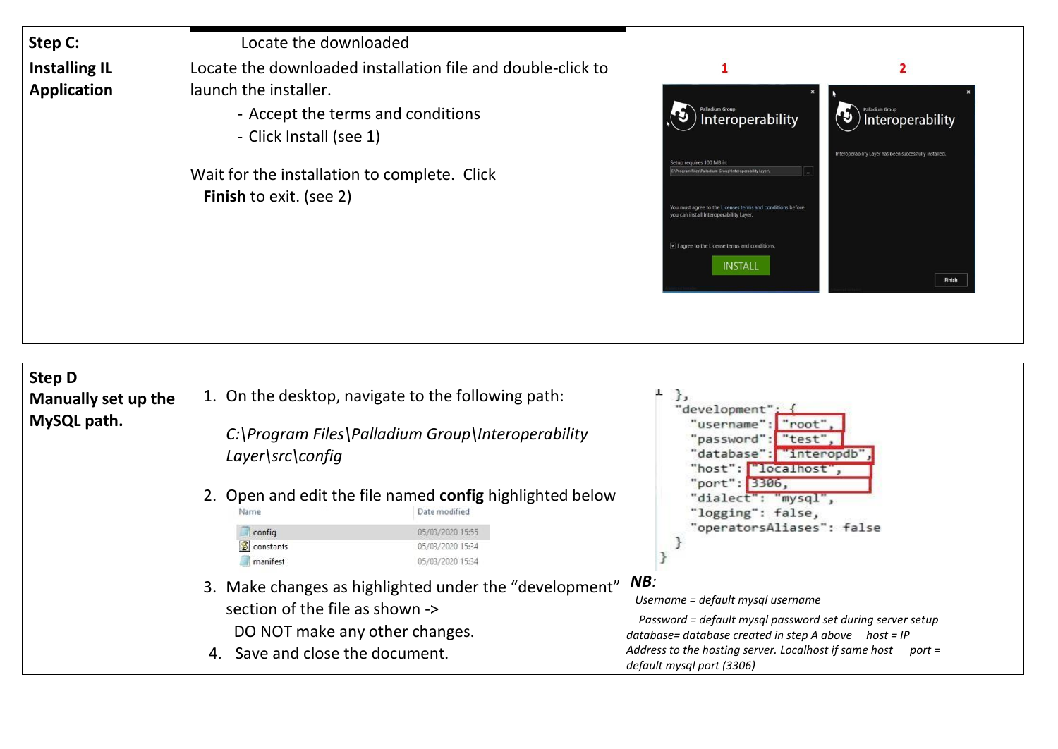| Step C: Installing IL Application | Locate the downloaded<br>Locate the downloaded installation file and double-click to launch the installer.<br>- Accept the terms and conditions<br>- Click Install (see 1)<br><br>Wait for the installation to complete. Click **Finish** to exit. (see 2) | 1 2 |
|---|---|---|
| **Step D Manually set up the MySQL path.** | 1. On the desktop, navigate to the following path:<br>*C:\Program Files\Palladium Group\Interoperability Layer\src\config*<br>2. Open and edit the file named **config** highlighted below<br>Name / Date modified<br>config 05/03/2020 15:55<br>constants 05/03/2020 15:34<br>manifest 05/03/2020 15:34<br>3. Make changes as highlighted under the "development" section of the file as shown -><br>DO NOT make any other changes.<br>4. Save and close the document. | },<br>"development": {<br>"username": "root",<br>"password": "test",<br>"database": "interopdb",<br>"host": "localhost",<br>"port": 3306,<br>"dialect": "mysql",<br>"logging": false,<br>"operatorsAliases": false<br>}<br>}<br>***NB:***<br>*Username = default mysql username*<br>*Password = default mysql password set during server setup*<br>*database= database created in step A above host = IP Address to the hosting server. Localhost if same host port = default mysql port (3306)* |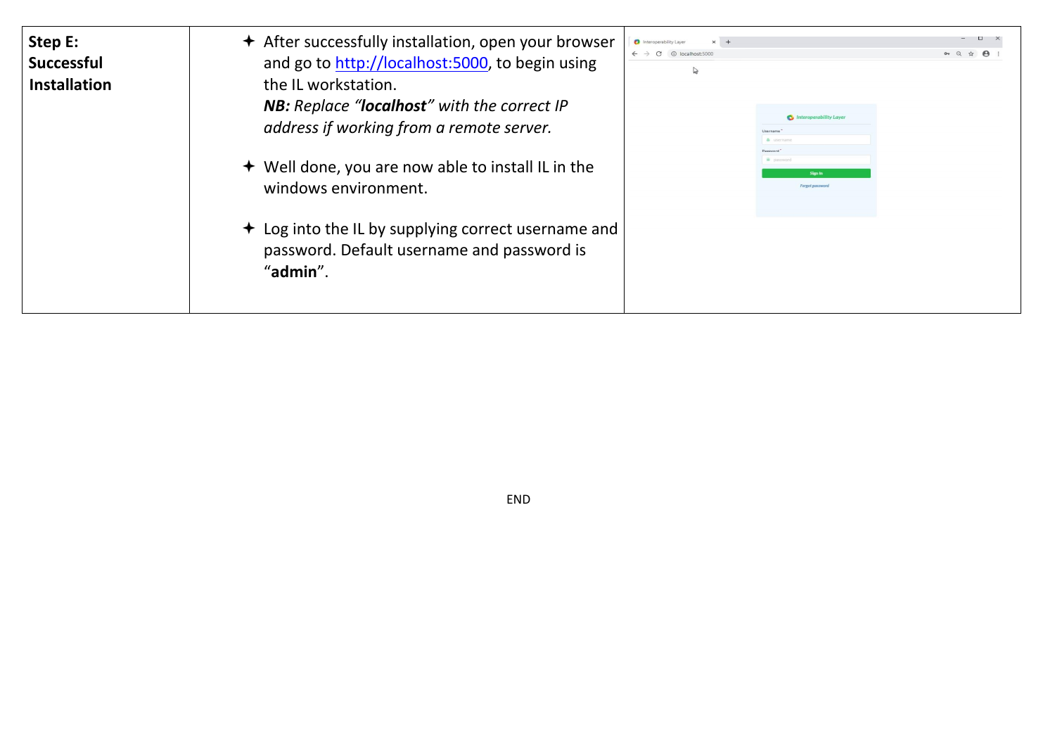| | | |
|---|---|---|
| **Step E: Successful Installation** | ✦ After successfully installation, open your browser and go to http://localhost:5000, to begin using the IL workstation. ***NB:*** *Replace "**localhost**" with the correct IP address if working from a remote server.*<br><br>✦ Well done, you are now able to install IL in the windows environment.<br><br>✦ Log into the IL by supplying correct username and password. Default username and password is "**admin**". | |

END